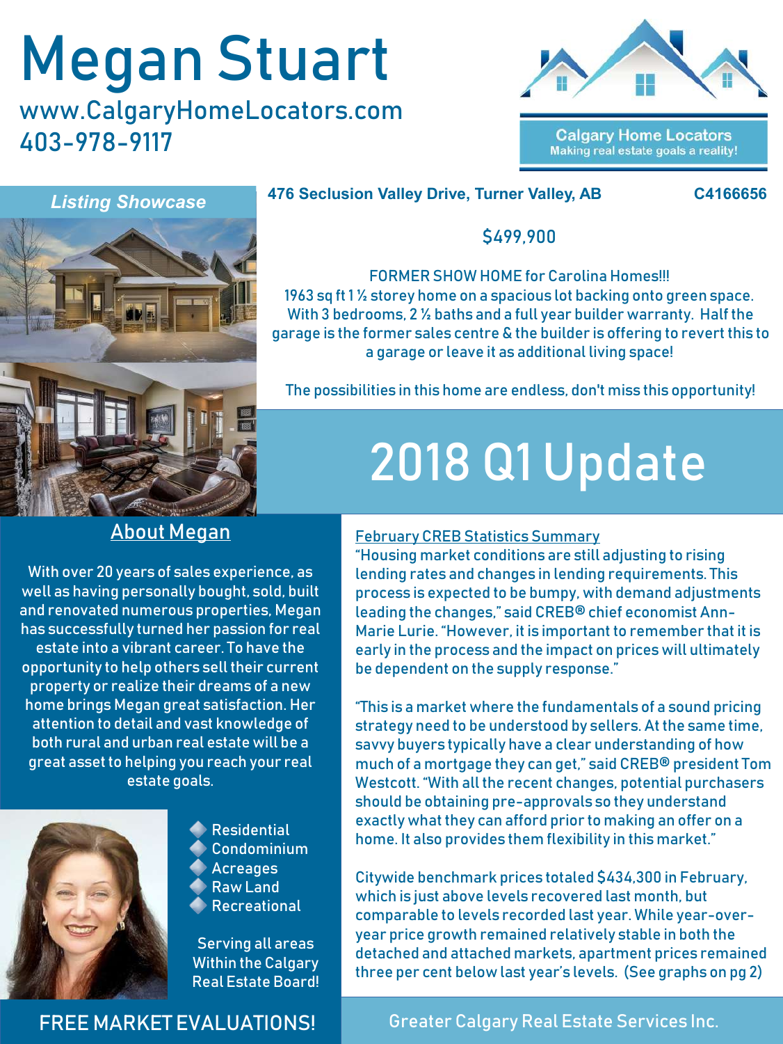# Megan Stuart

www.CalgaryHomeLocators.com
403-978-9117

Calgary Home Locators
Making real estate goals a reality!

*Listing Showcase*

**476 Seclusion Valley Drive, Turner Valley, AB** **C4166656**

$499,900

FORMER SHOW HOME for Carolina Homes!!!
1963 sq ft 1 ½ storey home on a spacious lot backing onto green space. With 3 bedrooms, 2 ½ baths and a full year builder warranty. Half the garage is the former sales centre & the builder is offering to revert this to a garage or leave it as additional living space!

The possibilities in this home are endless, don't miss this opportunity!

# 2018 Q1 Update

## About Megan

With over 20 years of sales experience, as well as having personally bought, sold, built and renovated numerous properties, Megan has successfully turned her passion for real estate into a vibrant career. To have the opportunity to help others sell their current property or realize their dreams of a new home brings Megan great satisfaction. Her attention to detail and vast knowledge of both rural and urban real estate will be a great asset to helping you reach your real estate goals.

- Residential
- Condominium
- Acreages
- Raw Land
- Recreational

Serving all areas Within the Calgary Real Estate Board!

FREE MARKET EVALUATIONS!

## February CREB Statistics Summary

"Housing market conditions are still adjusting to rising lending rates and changes in lending requirements. This process is expected to be bumpy, with demand adjustments leading the changes," said CREB® chief economist Ann-Marie Lurie. "However, it is important to remember that it is early in the process and the impact on prices will ultimately be dependent on the supply response."

"This is a market where the fundamentals of a sound pricing strategy need to be understood by sellers. At the same time, savvy buyers typically have a clear understanding of how much of a mortgage they can get," said CREB® president Tom Westcott. "With all the recent changes, potential purchasers should be obtaining pre-approvals so they understand exactly what they can afford prior to making an offer on a home. It also provides them flexibility in this market."

Citywide benchmark prices totaled $434,300 in February, which is just above levels recovered last month, but comparable to levels recorded last year. While year-over-year price growth remained relatively stable in both the detached and attached markets, apartment prices remained three per cent below last year's levels. (See graphs on pg 2)

Greater Calgary Real Estate Services Inc.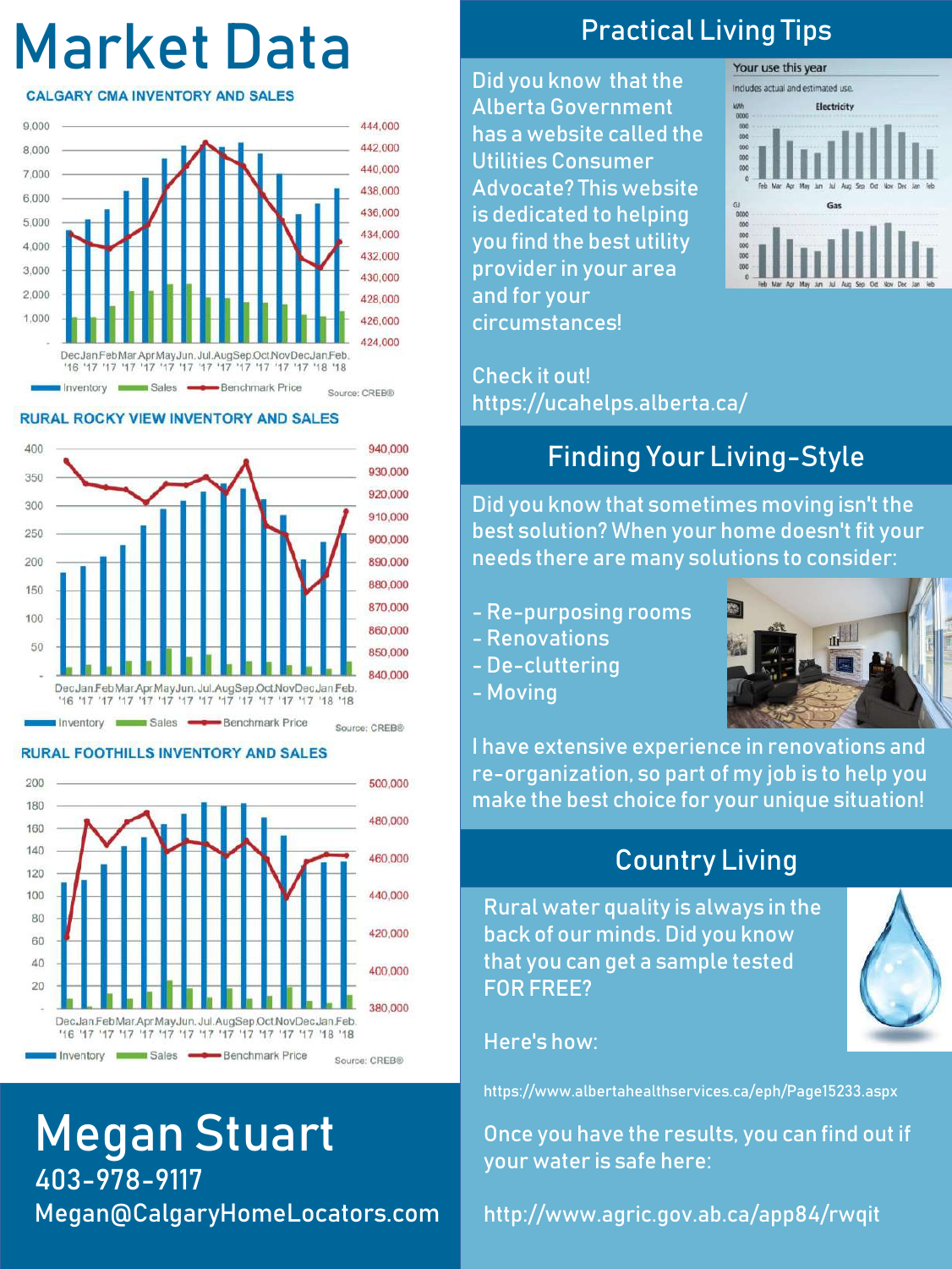# Market Data

### CALGARY CMA INVENTORY AND SALES

9,000
8,000
7,000
6,000
5,000
4,000
3,000
2,000
1,000
-

444,000
442,000
440,000
438,000
436,000
434,000
432,000
430,000
428,000
426,000
424,000

Dec '16 Jan '17 Feb '17 Mar '17 Apr '17 May '17 Jun. '17 Jul. '17 Aug '17 Sep '17 Oct '17 Nov '17 Dec '17 Jan '18 Feb. '18

Inventory  Sales  Benchmark Price

Source: CREB®

### RURAL ROCKY VIEW INVENTORY AND SALES

400
350
300
250
200
150
100
50
-

940,000
930,000
920,000
910,000
900,000
890,000
880,000
870,000
860,000
850,000
840,000

Dec '16 Jan '17 Feb '17 Mar '17 Apr '17 May '17 Jun. '17 Jul. '17 Aug '17 Sep '17 Oct '17 Nov '17 Dec '17 Jan '18 Feb. '18

Inventory  Sales  Benchmark Price

Source: CREB®

### RURAL FOOTHILLS INVENTORY AND SALES

200
180
160
140
120
100
80
60
40
20
-

500,000
480,000
460,000
440,000
420,000
400,000
380,000

Dec '16 Jan '17 Feb '17 Mar '17 Apr '17 May '17 Jun. '17 Jul. '17 Aug '17 Sep '17 Oct '17 Nov '17 Dec '17 Jan '18 Feb. '18

Inventory  Sales  Benchmark Price

Source: CREB®

## Megan Stuart

403-978-9117
Megan@CalgaryHomeLocators.com

## Practical Living Tips

Did you know that the Alberta Government has a website called the Utilities Consumer Advocate? This website is dedicated to helping you find the best utility provider in your area and for your circumstances!

Check it out!
https://ucahelps.alberta.ca/

## Finding Your Living-Style

Did you know that sometimes moving isn't the best solution? When your home doesn't fit your needs there are many solutions to consider:

- Re-purposing rooms
- Renovations
- De-cluttering
- Moving

I have extensive experience in renovations and re-organization, so part of my job is to help you make the best choice for your unique situation!

## Country Living

Rural water quality is always in the back of our minds. Did you know that you can get a sample tested FOR FREE?

Here's how:

https://www.albertahealthservices.ca/eph/Page15233.aspx

Once you have the results, you can find out if your water is safe here:

http://www.agric.gov.ab.ca/app84/rwqit